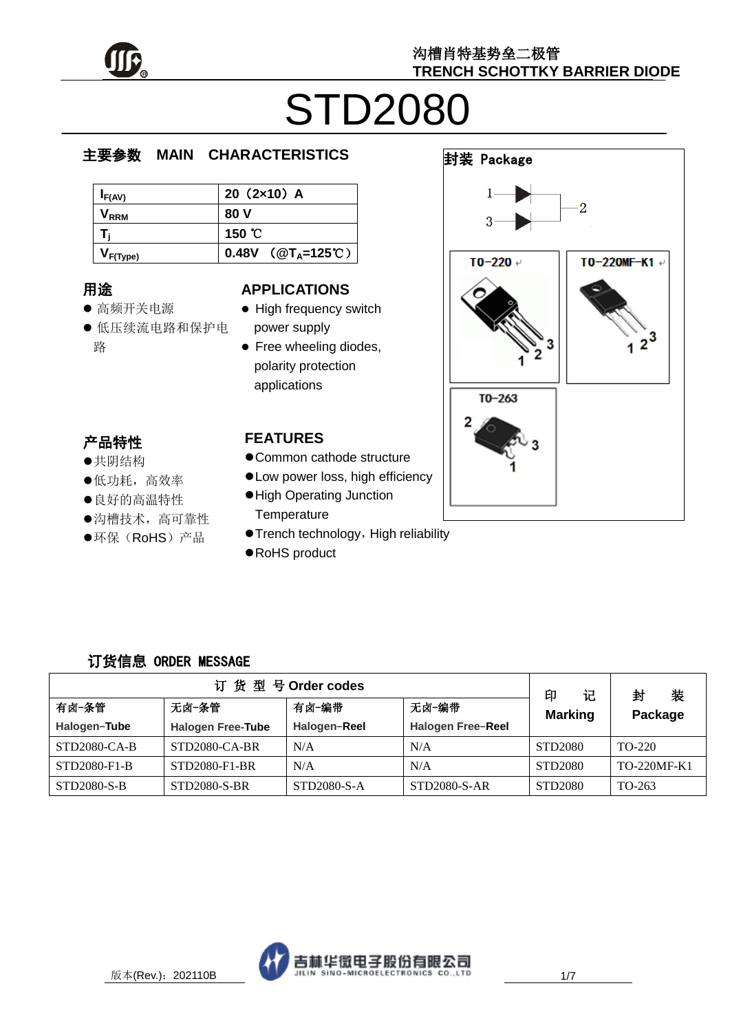沟槽肖特基势垒二极管
TRENCH SCHOTTKY BARRIER DIODE

# STD2080

## 主要参数 MAIN CHARACTERISTICS

| | |
|---|---|
| $I_{F(AV)}$ | 20（2×10）A |
| $V_{RRM}$ | 80 V |
| $T_j$ | 150 ℃ |
| $V_{F(Type)}$ | 0.48V （@$T_A$=125℃） |

## 封装 Package

1, 3 — 2

TO-220 | TO-220MF-K1 | TO-263

## 用途

- 高频开关电源
- 低压续流电路和保护电路

## APPLICATIONS

- High frequency switch power supply
- Free wheeling diodes, polarity protection applications

## 产品特性

- 共阴结构
- 低功耗，高效率
- 良好的高温特性
- 沟槽技术，高可靠性
- 环保（RoHS）产品

## FEATURES

- Common cathode structure
- Low power loss, high efficiency
- High Operating Junction Temperature
- Trench technology，High reliability
- RoHS product

## 订货信息 ORDER MESSAGE

| 订 货 型 号 Order codes | | | | 印 记 Marking | 封 装 Package |
|---|---|---|---|---|---|
| 有卤-条管 Halogen-Tube | 无卤-条管 Halogen Free-Tube | 有卤-编带 Halogen-Reel | 无卤-编带 Halogen Free-Reel | | |
| STD2080-CA-B | STD2080-CA-BR | N/A | N/A | STD2080 | TO-220 |
| STD2080-F1-B | STD2080-F1-BR | N/A | N/A | STD2080 | TO-220MF-K1 |
| STD2080-S-B | STD2080-S-BR | STD2080-S-A | STD2080-S-AR | STD2080 | TO-263 |

版本(Rev.)：202110B

吉林华微电子股份有限公司 JILIN SINO-MICROELECTRONICS CO.,LTD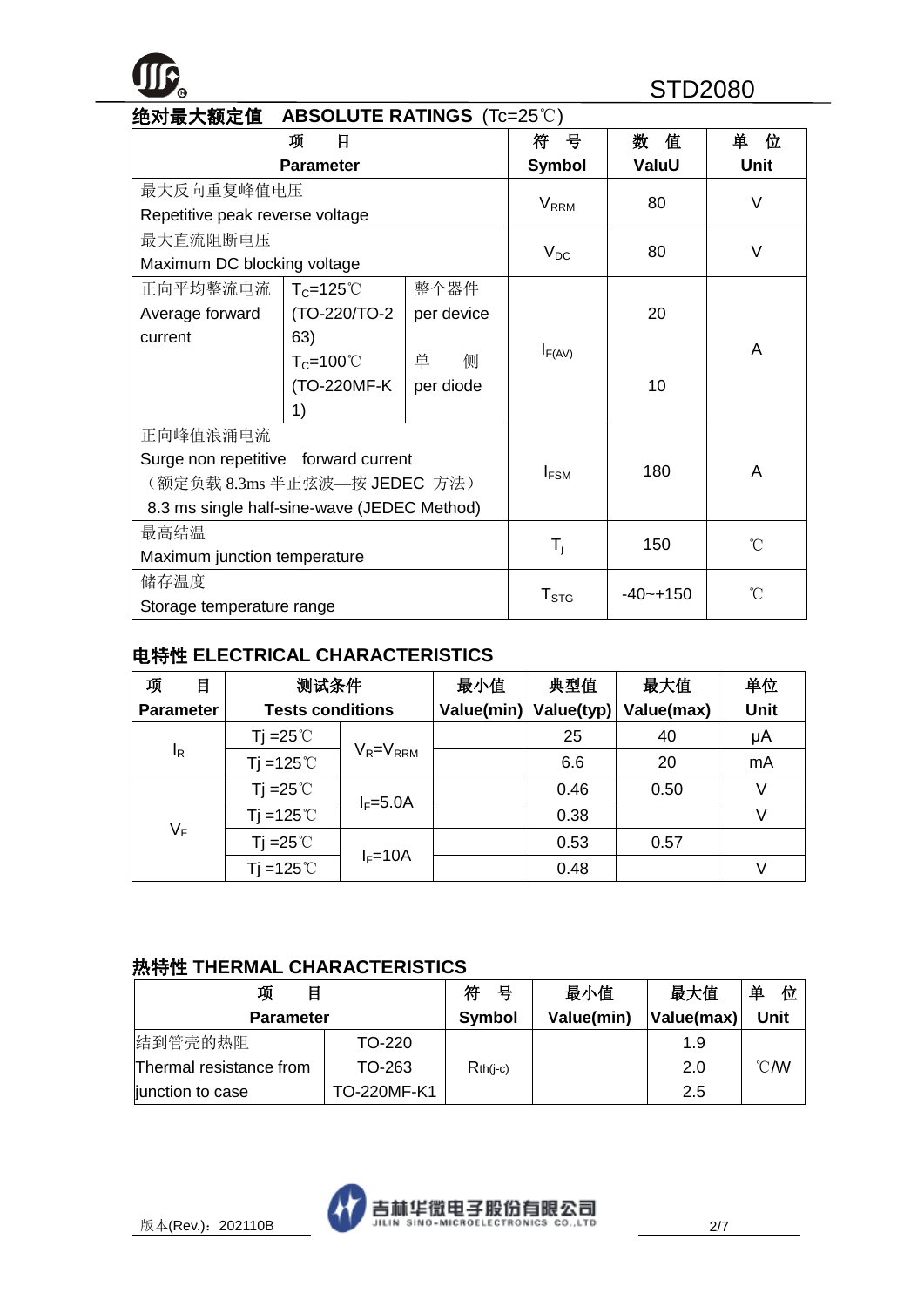## 绝对最大额定值 ABSOLUTE RATINGS (Tc=25℃)

| 项 目 Parameter | | | 符 号 Symbol | 数 值 ValuU | 单 位 Unit |
|---|---|---|---|---|---|
| 最大反向重复峰值电压 Repetitive peak reverse voltage | | | $V_{RRM}$ | 80 | V |
| 最大直流阻断电压 Maximum DC blocking voltage | | | $V_{DC}$ | 80 | V |
| 正向平均整流电流 Average forward current | $T_C$=125℃ (TO-220/TO-263) | 整个器件 per device | $I_{F(AV)}$ | 20 | A |
| | $T_C$=100℃ (TO-220MF-K1) | 单 侧 per diode | | 10 | |
| 正向峰值浪涌电流 Surge non repetitive forward current （额定负载 8.3ms 半正弦波—按 JEDEC 方法） 8.3 ms single half-sine-wave (JEDEC Method) | | | $I_{FSM}$ | 180 | A |
| 最高结温 Maximum junction temperature | | | $T_j$ | 150 | ℃ |
| 储存温度 Storage temperature range | | | $T_{STG}$ | -40~+150 | ℃ |

## 电特性 ELECTRICAL CHARACTERISTICS

| 项 目 Parameter | 测试条件 Tests conditions | | 最小值 Value(min) | 典型值 Value(typ) | 最大值 Value(max) | 单位 Unit |
|---|---|---|---|---|---|---|
| $I_R$ | Tj =25℃ | $V_R$=$V_{RRM}$ | | 25 | 40 | μA |
| | Tj =125℃ | | | 6.6 | 20 | mA |
| $V_F$ | Tj =25℃ | $I_F$=5.0A | | 0.46 | 0.50 | V |
| | Tj =125℃ | | | 0.38 | | V |
| | Tj =25℃ | $I_F$=10A | | 0.53 | 0.57 | |
| | Tj =125℃ | | | 0.48 | | V |

## 热特性 THERMAL CHARACTERISTICS

| 项 目 Parameter | | 符 号 Symbol | 最小值 Value(min) | 最大值 Value(max) | 单 位 Unit |
|---|---|---|---|---|---|
| 结到管壳的热阻 Thermal resistance from junction to case | TO-220 | $R_{th(j-c)}$ | | 1.9 | ℃/W |
| | TO-263 | | | 2.0 | |
| | TO-220MF-K1 | | | 2.5 | |

版本(Rev.)：202110B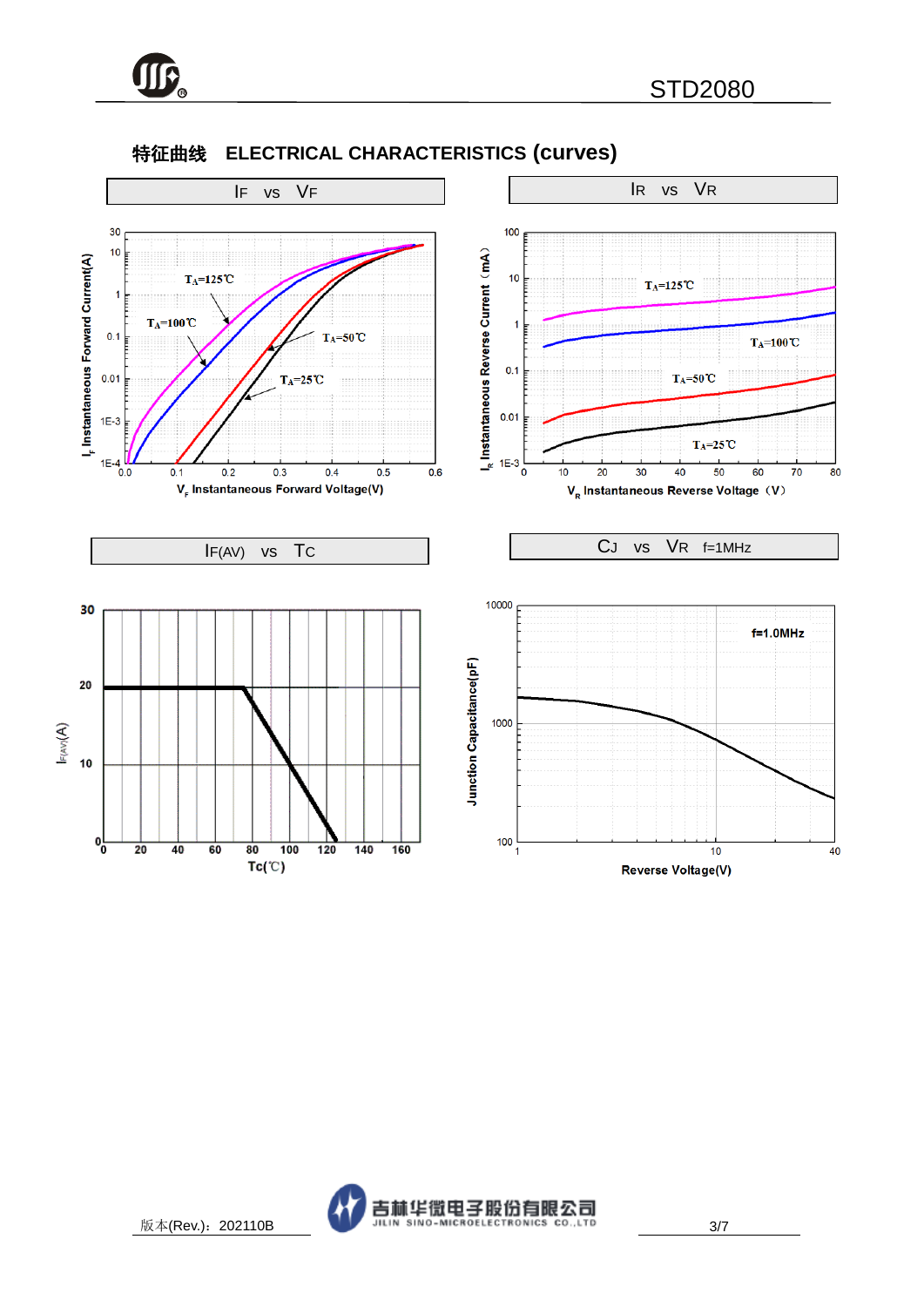## 特征曲线　ELECTRICAL CHARACTERISTICS (curves)

### IF vs VF

$I_F$ Instantaneous Forward Current(A)

$V_F$ Instantaneous Forward Voltage(V)

$T_A$=125℃, $T_A$=100℃, $T_A$=50℃, $T_A$=25℃

### IR vs VR

$I_R$ Instantaneous Reverse Current（mA）

$V_R$ Instantaneous Reverse Voltage（V）

$T_A$=125℃, $T_A$=100℃, $T_A$=50℃, $T_A$=25℃

### IF(AV) vs TC

$I_{F(AV)}$(A)

Tc(℃)

### CJ vs VR f=1MHz

Junction Capacitance(pF)

Reverse Voltage(V)

f=1.0MHz

版本(Rev.)：202110B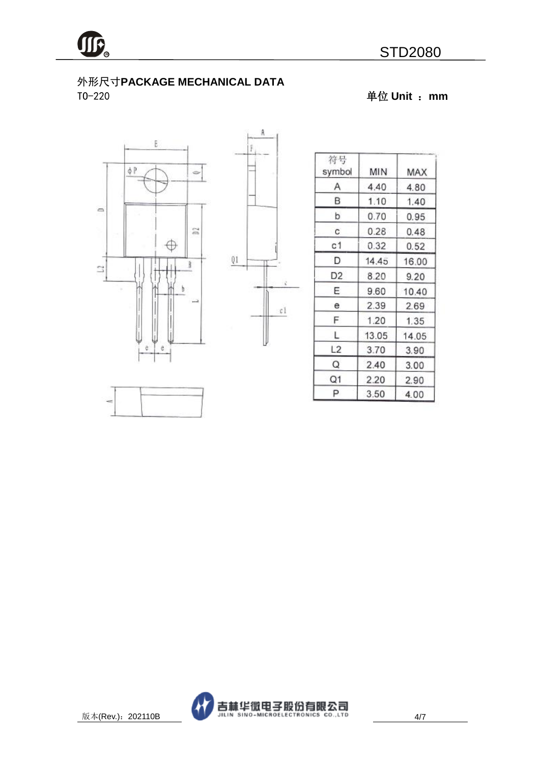## 外形尺寸PACKAGE MECHANICAL DATA

TO-220

单位 Unit ： mm

| 符号 symbol | MIN | MAX |
|---|---|---|
| A | 4.40 | 4.80 |
| B | 1.10 | 1.40 |
| b | 0.70 | 0.95 |
| c | 0.28 | 0.48 |
| c1 | 0.32 | 0.52 |
| D | 14.45 | 16.00 |
| D2 | 8.20 | 9.20 |
| E | 9.60 | 10.40 |
| e | 2.39 | 2.69 |
| F | 1.20 | 1.35 |
| L | 13.05 | 14.05 |
| L2 | 3.70 | 3.90 |
| Q | 2.40 | 3.00 |
| Q1 | 2.20 | 2.90 |
| P | 3.50 | 4.00 |

版本(Rev.)：202110B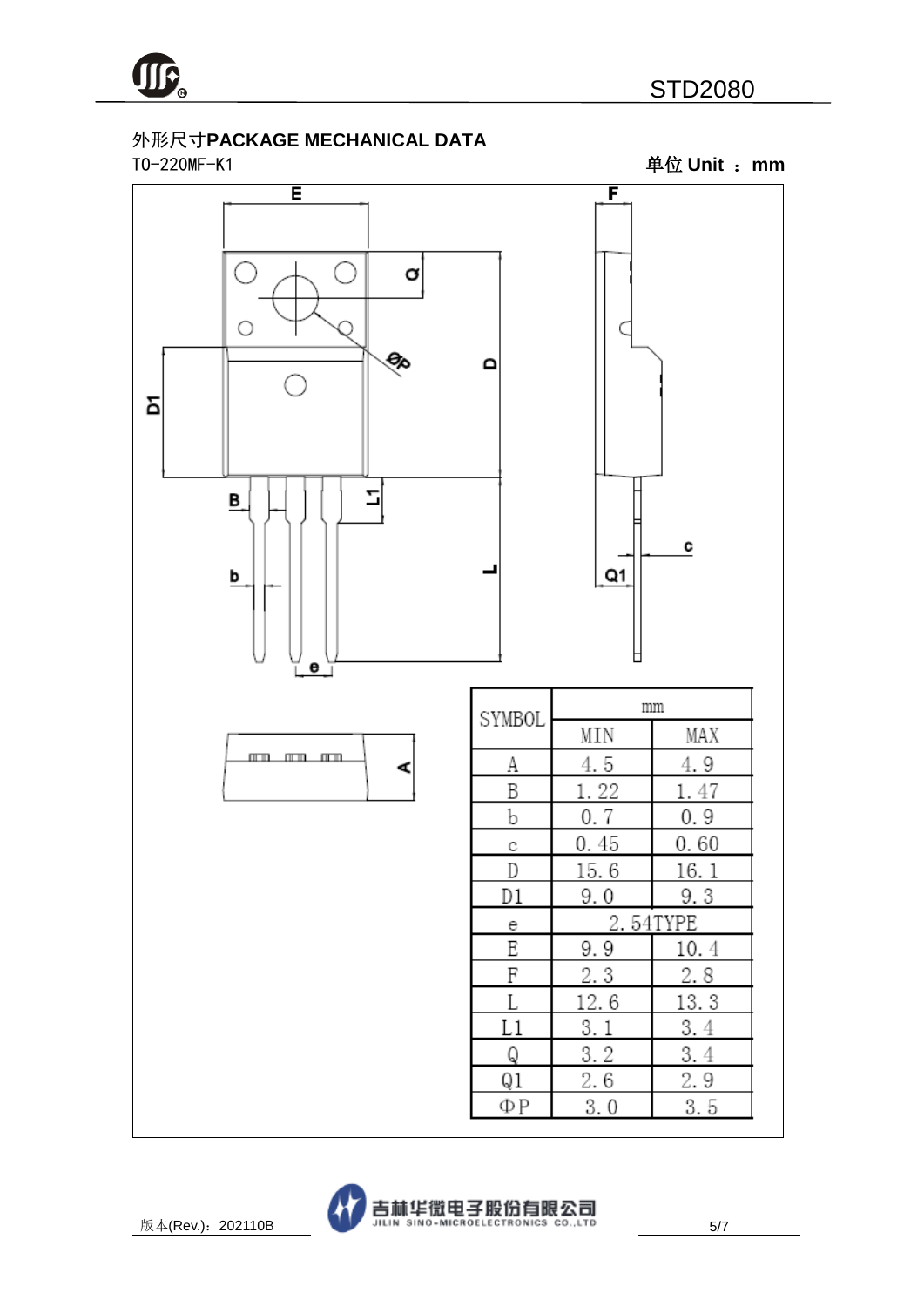## 外形尺寸PACKAGE MECHANICAL DATA

TO-220MF-K1

单位 Unit ： mm

| SYMBOL | mm | |
|---|---|---|
| | MIN | MAX |
| A | 4.5 | 4.9 |
| B | 1.22 | 1.47 |
| b | 0.7 | 0.9 |
| c | 0.45 | 0.60 |
| D | 15.6 | 16.1 |
| D1 | 9.0 | 9.3 |
| e | 2.54TYPE | |
| E | 9.9 | 10.4 |
| F | 2.3 | 2.8 |
| L | 12.6 | 13.3 |
| L1 | 3.1 | 3.4 |
| Q | 3.2 | 3.4 |
| Q1 | 2.6 | 2.9 |
| ΦP | 3.0 | 3.5 |

版本(Rev.)：202110B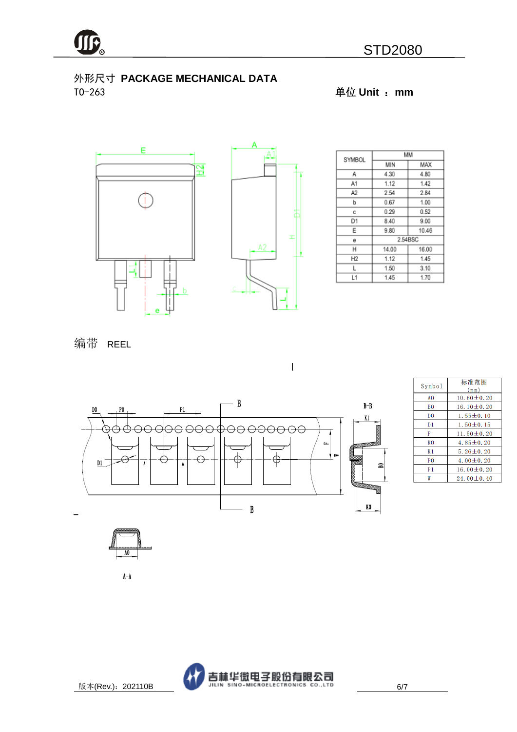## 外形尺寸 PACKAGE MECHANICAL DATA

TO-263

单位 Unit ： mm

| SYMBOL | MM | |
|---|---|---|
| | MIN | MAX |
| A | 4.30 | 4.80 |
| A1 | 1.12 | 1.42 |
| A2 | 2.54 | 2.84 |
| b | 0.67 | 1.00 |
| c | 0.29 | 0.52 |
| D1 | 8.40 | 9.00 |
| E | 9.80 | 10.46 |
| e | 2.54BSC | |
| H | 14.00 | 16.00 |
| H2 | 1.12 | 1.45 |
| L | 1.50 | 3.10 |
| L1 | 1.45 | 1.70 |

## 编带 REEL

| Symbol | 标准范围 (mm) |
|---|---|
| A0 | 10.60±0.20 |
| B0 | 16.10±0.20 |
| D0 | 1.55±0.10 |
| D1 | 1.50±0.15 |
| F | 11.50±0.20 |
| K0 | 4.85±0.20 |
| K1 | 5.26±0.20 |
| P0 | 4.00±0.20 |
| P1 | 16.00±0.20 |
| W | 24.00±0.40 |

A-A

版本(Rev.)：202110B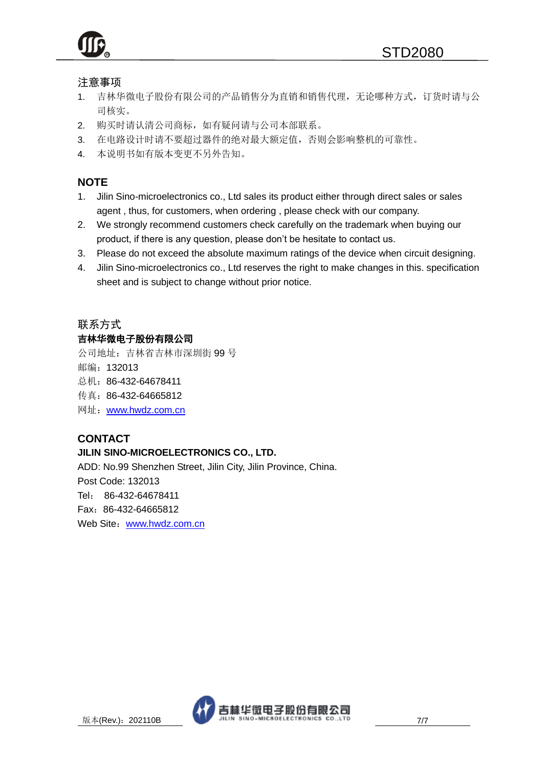## 注意事项

1. 吉林华微电子股份有限公司的产品销售分为直销和销售代理，无论哪种方式，订货时请与公司核实。
2. 购买时请认清公司商标，如有疑问请与公司本部联系。
3. 在电路设计时请不要超过器件的绝对最大额定值，否则会影响整机的可靠性。
4. 本说明书如有版本变更不另外告知。

## NOTE

1. Jilin Sino-microelectronics co., Ltd sales its product either through direct sales or sales agent , thus, for customers, when ordering , please check with our company.
2. We strongly recommend customers check carefully on the trademark when buying our product, if there is any question, please don't be hesitate to contact us.
3. Please do not exceed the absolute maximum ratings of the device when circuit designing.
4. Jilin Sino-microelectronics co., Ltd reserves the right to make changes in this. specification sheet and is subject to change without prior notice.

## 联系方式

**吉林华微电子股份有限公司**

公司地址：吉林省吉林市深圳街 99 号

邮编：132013

总机：86-432-64678411

传真：86-432-64665812

网址：www.hwdz.com.cn

## CONTACT

**JILIN SINO-MICROELECTRONICS CO., LTD.**

ADD: No.99 Shenzhen Street, Jilin City, Jilin Province, China.

Post Code: 132013

Tel： 86-432-64678411

Fax：86-432-64665812

Web Site：www.hwdz.com.cn

版本(Rev.)：202110B